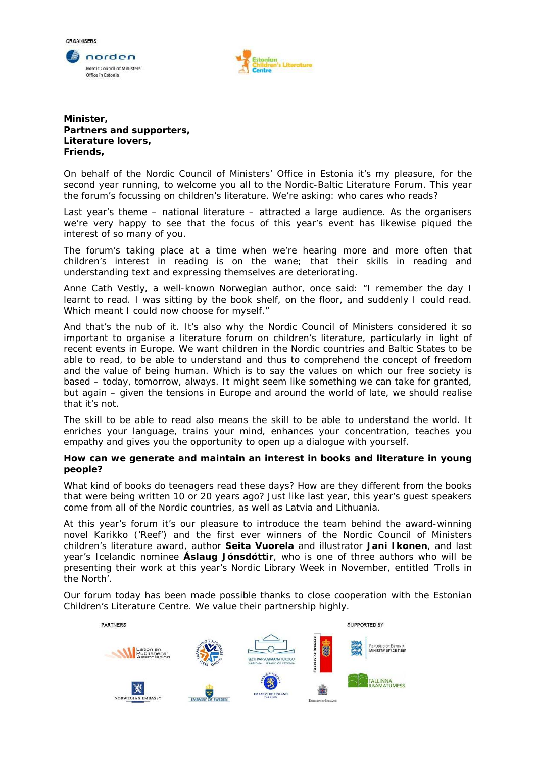ORGANISERS

norden

Nordic Council of Ministers' Office in Estonia

Estonian Children's Literature Centre

**Minister,**
**Partners and supporters,**
**Literature lovers,**
**Friends,**

On behalf of the Nordic Council of Ministers' Office in Estonia it's my pleasure, for the second year running, to welcome you all to the Nordic-Baltic Literature Forum. This year the forum's focussing on children's literature. We're asking: who cares who reads?

Last year's theme – national literature – attracted a large audience. As the organisers we're very happy to see that the focus of this year's event has likewise piqued the interest of so many of you.

The forum's taking place at a time when we're hearing more and more often that children's interest in reading is on the wane; that their skills in reading and understanding text and expressing themselves are deteriorating.

Anne Cath Vestly, a well-known Norwegian author, once said: "I remember the day I learnt to read. I was sitting by the book shelf, on the floor, and suddenly I could read. Which meant I could now choose for myself."

And that's the nub of it. It's also why the Nordic Council of Ministers considered it so important to organise a literature forum on children's literature, particularly in light of recent events in Europe. We want children in the Nordic countries and Baltic States to be able to read, to be able to understand and thus to comprehend the concept of freedom and the value of being human. Which is to say the values on which our free society is based – today, tomorrow, always. It might seem like something we can take for granted, but again – given the tensions in Europe and around the world of late, we should realise that it's not.

The skill to be able to read also means the skill to be able to understand the world. It enriches your language, trains your mind, enhances your concentration, teaches you empathy and gives you the opportunity to open up a dialogue with yourself.

**How can we generate and maintain an interest in books and literature in young people?**

What kind of books do teenagers read these days? How are they different from the books that were being written 10 or 20 years ago? Just like last year, this year's guest speakers come from all of the Nordic countries, as well as Latvia and Lithuania.

At this year's forum it's our pleasure to introduce the team behind the award-winning novel Karikko ('Reef') and the first ever winners of the Nordic Council of Ministers children's literature award, author **Seita Vuorela** and illustrator **Jani Ikonen**, and last year's Icelandic nominee **Áslaug Jónsdóttir**, who is one of three authors who will be presenting their work at this year's Nordic Library Week in November, entitled 'Trolls in the North'.

Our forum today has been made possible thanks to close cooperation with the Estonian Children's Literature Centre. We value their partnership highly.

PARTNERS

Estonian Publishers' Association

Eesti Rahvusraamatukogu / National Library of Estonia

Embassy of Denmark

Norwegian Embassy

Embassy of Sweden

Embassy of Finland Tallinn

Embassy of Iceland

SUPPORTED BY

Republic of Estonia Ministry of Culture

Tallinna Raamatumess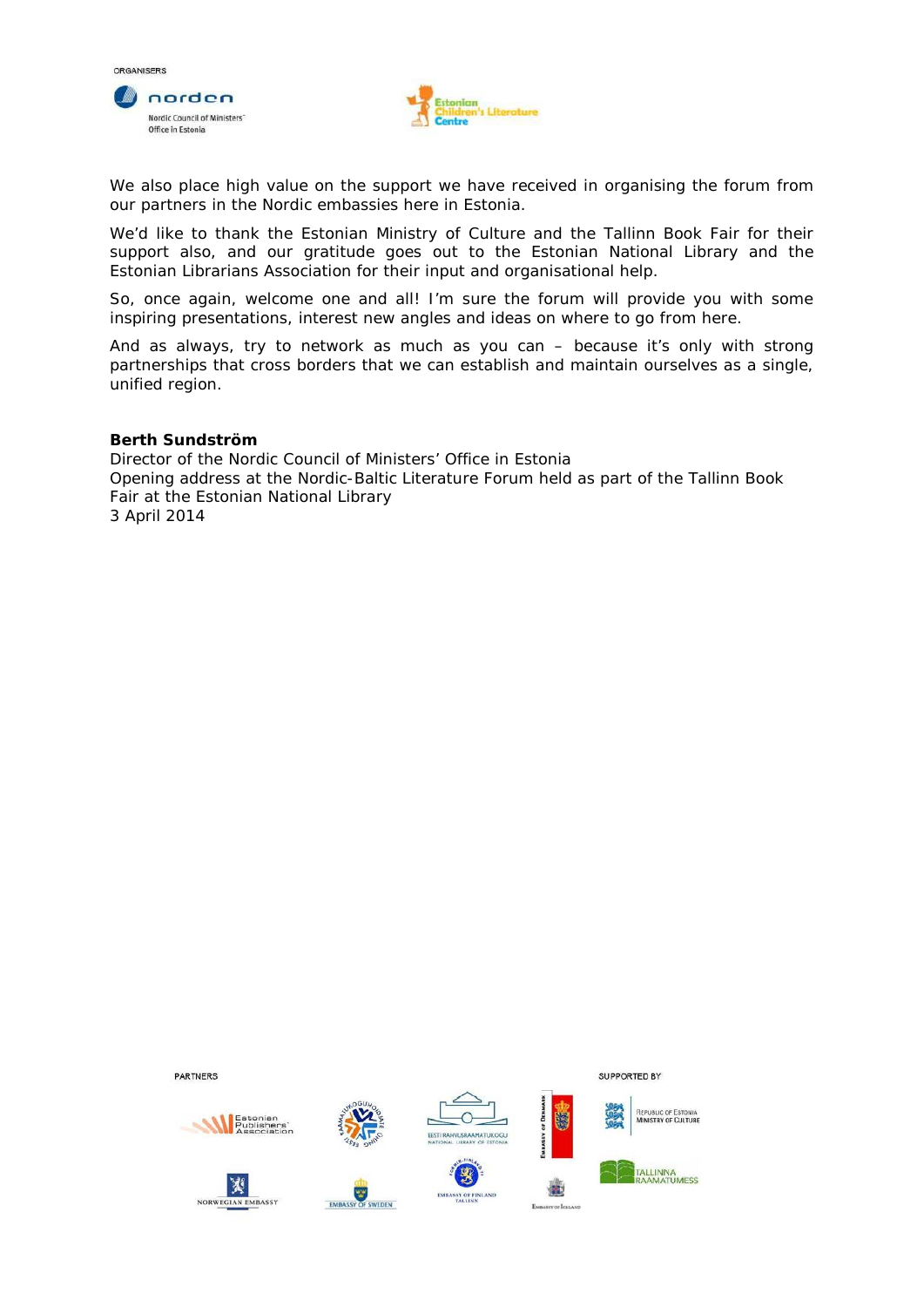ORGANISERS

We also place high value on the support we have received in organising the forum from our partners in the Nordic embassies here in Estonia.

We'd like to thank the Estonian Ministry of Culture and the Tallinn Book Fair for their support also, and our gratitude goes out to the Estonian National Library and the Estonian Librarians Association for their input and organisational help.

So, once again, welcome one and all! I'm sure the forum will provide you with some inspiring presentations, interest new angles and ideas on where to go from here.

And as always, try to network as much as you can – because it's only with strong partnerships that cross borders that we can establish and maintain ourselves as a single, unified region.

**Berth Sundström**
Director of the Nordic Council of Ministers' Office in Estonia
Opening address at the Nordic-Baltic Literature Forum held as part of the Tallinn Book Fair at the Estonian National Library
3 April 2014

PARTNERS

SUPPORTED BY